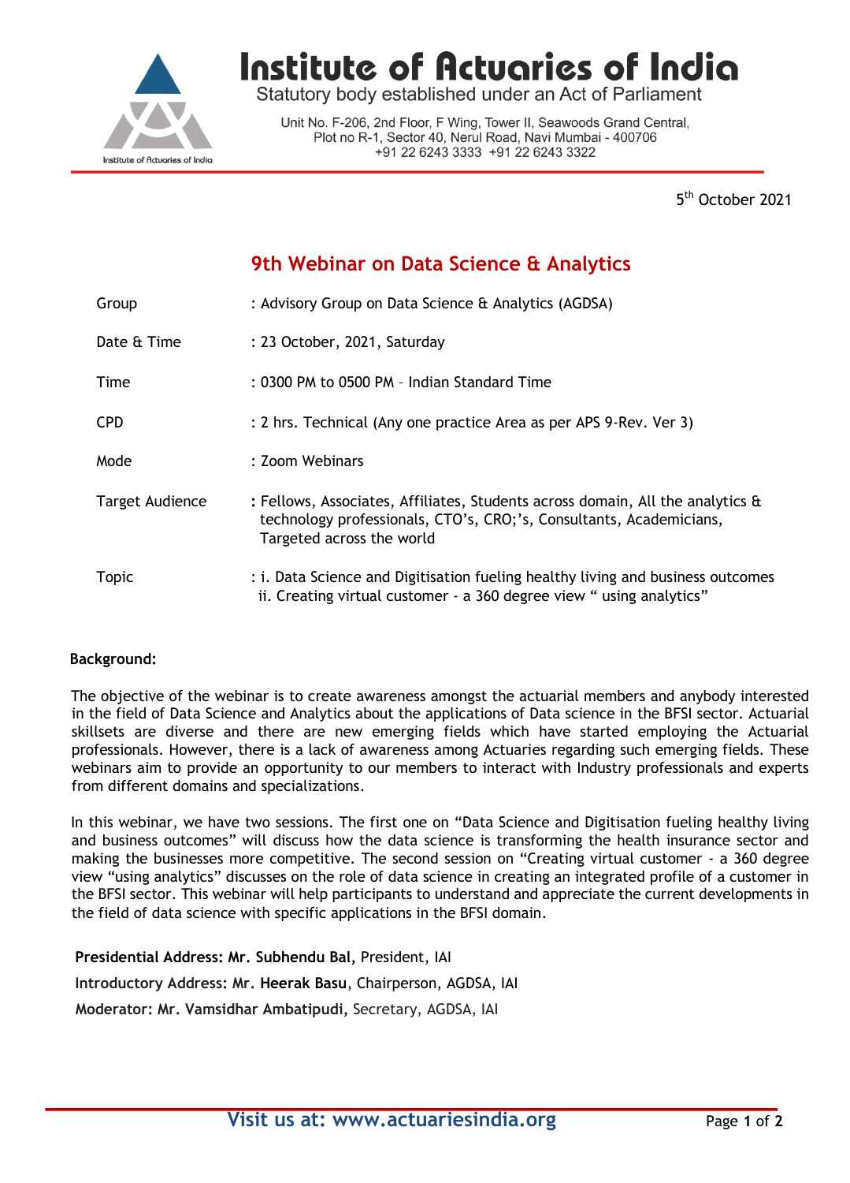# Institute of Actuaries of India

Statutory body established under an Act of Parliament

Unit No. F-206, 2nd Floor, F Wing, Tower II, Seawoods Grand Central,
Plot no R-1, Sector 40, Nerul Road, Navi Mumbai - 400706
+91 22 6243 3333 +91 22 6243 3322

5th October 2021

## 9th Webinar on Data Science & Analytics

| | |
|---|---|
| Group | : Advisory Group on Data Science & Analytics (AGDSA) |
| Date & Time | : 23 October, 2021, Saturday |
| Time | : 0300 PM to 0500 PM – Indian Standard Time |
| CPD | : 2 hrs. Technical (Any one practice Area as per APS 9-Rev. Ver 3) |
| Mode | : Zoom Webinars |
| Target Audience | : Fellows, Associates, Affiliates, Students across domain, All the analytics & technology professionals, CTO's, CRO;'s, Consultants, Academicians, Targeted across the world |
| Topic | : i. Data Science and Digitisation fueling healthy living and business outcomes<br>ii. Creating virtual customer - a 360 degree view " using analytics" |

**Background:**

The objective of the webinar is to create awareness amongst the actuarial members and anybody interested in the field of Data Science and Analytics about the applications of Data science in the BFSI sector. Actuarial skillsets are diverse and there are new emerging fields which have started employing the Actuarial professionals. However, there is a lack of awareness among Actuaries regarding such emerging fields. These webinars aim to provide an opportunity to our members to interact with Industry professionals and experts from different domains and specializations.

In this webinar, we have two sessions. The first one on "Data Science and Digitisation fueling healthy living and business outcomes" will discuss how the data science is transforming the health insurance sector and making the businesses more competitive. The second session on "Creating virtual customer - a 360 degree view "using analytics" discusses on the role of data science in creating an integrated profile of a customer in the BFSI sector. This webinar will help participants to understand and appreciate the current developments in the field of data science with specific applications in the BFSI domain.

**Presidential Address: Mr. Subhendu Bal,** President, IAI

**Introductory Address: Mr. Heerak Basu**, Chairperson, AGDSA, IAI

**Moderator: Mr. Vamsidhar Ambatipudi,** Secretary, AGDSA, IAI

Visit us at: www.actuariesindia.org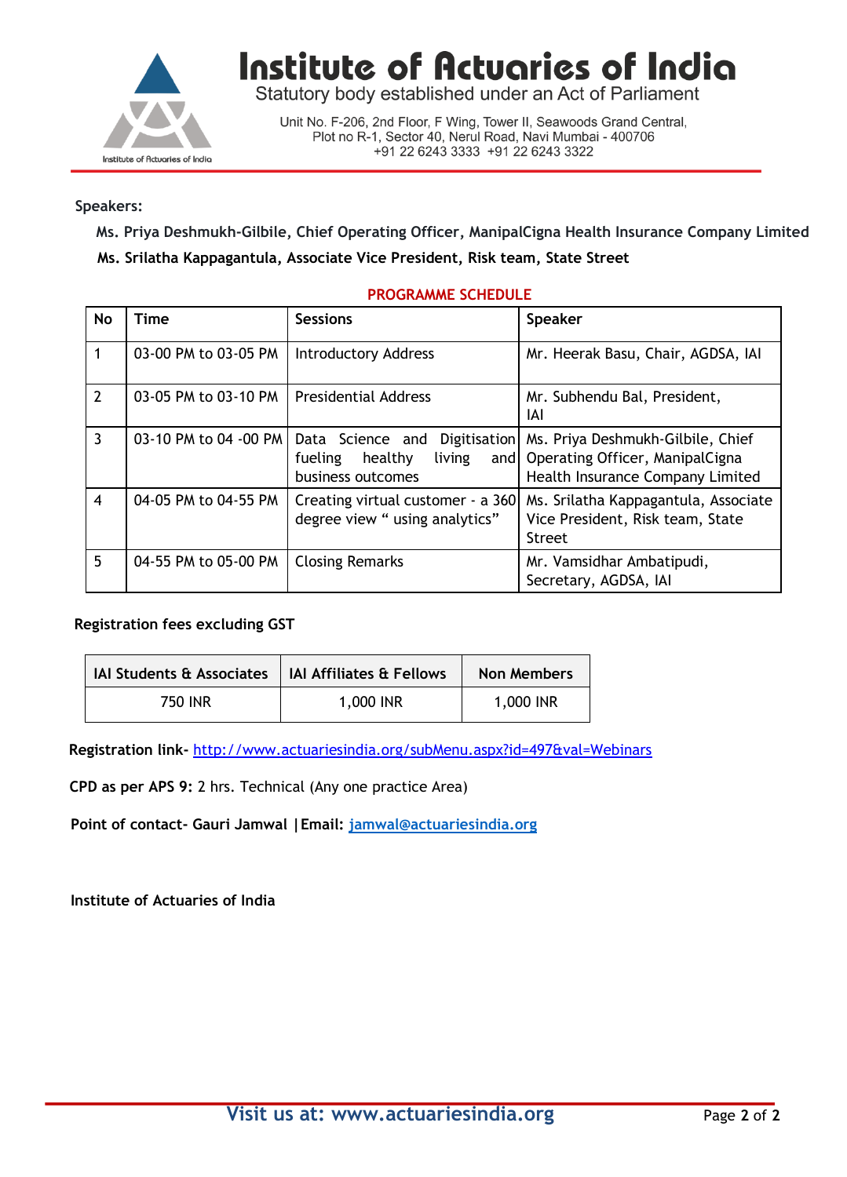**Speakers:**

**Ms. Priya Deshmukh-Gilbile, Chief Operating Officer, ManipalCigna Health Insurance Company Limited**

**Ms. Srilatha Kappagantula, Associate Vice President, Risk team, State Street**

**PROGRAMME SCHEDULE**

| No | Time | Sessions | Speaker |
|---|---|---|---|
| 1 | 03-00 PM to 03-05 PM | Introductory Address | Mr. Heerak Basu, Chair, AGDSA, IAI |
| 2 | 03-05 PM to 03-10 PM | Presidential Address | Mr. Subhendu Bal, President, IAI |
| 3 | 03-10 PM to 04 -00 PM | Data Science and Digitisation fueling healthy living and business outcomes | Ms. Priya Deshmukh-Gilbile, Chief Operating Officer, ManipalCigna Health Insurance Company Limited |
| 4 | 04-05 PM to 04-55 PM | Creating virtual customer - a 360 degree view " using analytics" | Ms. Srilatha Kappagantula, Associate Vice President, Risk team, State Street |
| 5 | 04-55 PM to 05-00 PM | Closing Remarks | Mr. Vamsidhar Ambatipudi, Secretary, AGDSA, IAI |

**Registration fees excluding GST**

| IAI Students & Associates | IAI Affiliates & Fellows | Non Members |
|---|---|---|
| 750 INR | 1,000 INR | 1,000 INR |

**Registration link-** http://www.actuariesindia.org/subMenu.aspx?id=497&val=Webinars

**CPD as per APS 9:** 2 hrs. Technical (Any one practice Area)

**Point of contact- Gauri Jamwal |Email:** jamwal@actuariesindia.org

**Institute of Actuaries of India**